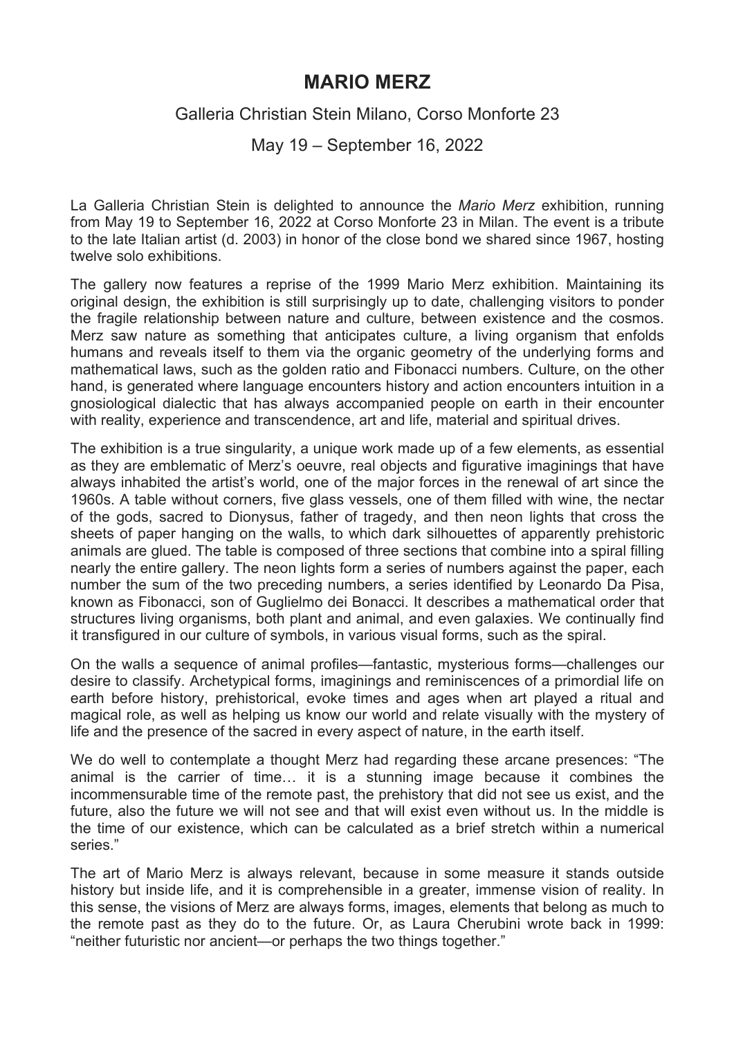# MARIO MERZ

Galleria Christian Stein Milano, Corso Monforte 23

May 19 – September 16, 2022

La Galleria Christian Stein is delighted to announce the *Mario Merz* exhibition, running from May 19 to September 16, 2022 at Corso Monforte 23 in Milan. The event is a tribute to the late Italian artist (d. 2003) in honor of the close bond we shared since 1967, hosting twelve solo exhibitions.

The gallery now features a reprise of the 1999 Mario Merz exhibition. Maintaining its original design, the exhibition is still surprisingly up to date, challenging visitors to ponder the fragile relationship between nature and culture, between existence and the cosmos. Merz saw nature as something that anticipates culture, a living organism that enfolds humans and reveals itself to them via the organic geometry of the underlying forms and mathematical laws, such as the golden ratio and Fibonacci numbers. Culture, on the other hand, is generated where language encounters history and action encounters intuition in a gnosiological dialectic that has always accompanied people on earth in their encounter with reality, experience and transcendence, art and life, material and spiritual drives.

The exhibition is a true singularity, a unique work made up of a few elements, as essential as they are emblematic of Merz's oeuvre, real objects and figurative imaginings that have always inhabited the artist's world, one of the major forces in the renewal of art since the 1960s. A table without corners, five glass vessels, one of them filled with wine, the nectar of the gods, sacred to Dionysus, father of tragedy, and then neon lights that cross the sheets of paper hanging on the walls, to which dark silhouettes of apparently prehistoric animals are glued. The table is composed of three sections that combine into a spiral filling nearly the entire gallery. The neon lights form a series of numbers against the paper, each number the sum of the two preceding numbers, a series identified by Leonardo Da Pisa, known as Fibonacci, son of Guglielmo dei Bonacci. It describes a mathematical order that structures living organisms, both plant and animal, and even galaxies. We continually find it transfigured in our culture of symbols, in various visual forms, such as the spiral.

On the walls a sequence of animal profiles—fantastic, mysterious forms—challenges our desire to classify. Archetypical forms, imaginings and reminiscences of a primordial life on earth before history, prehistorical, evoke times and ages when art played a ritual and magical role, as well as helping us know our world and relate visually with the mystery of life and the presence of the sacred in every aspect of nature, in the earth itself.

We do well to contemplate a thought Merz had regarding these arcane presences: "The animal is the carrier of time… it is a stunning image because it combines the incommensurable time of the remote past, the prehistory that did not see us exist, and the future, also the future we will not see and that will exist even without us. In the middle is the time of our existence, which can be calculated as a brief stretch within a numerical series."

The art of Mario Merz is always relevant, because in some measure it stands outside history but inside life, and it is comprehensible in a greater, immense vision of reality. In this sense, the visions of Merz are always forms, images, elements that belong as much to the remote past as they do to the future. Or, as Laura Cherubini wrote back in 1999: "neither futuristic nor ancient—or perhaps the two things together."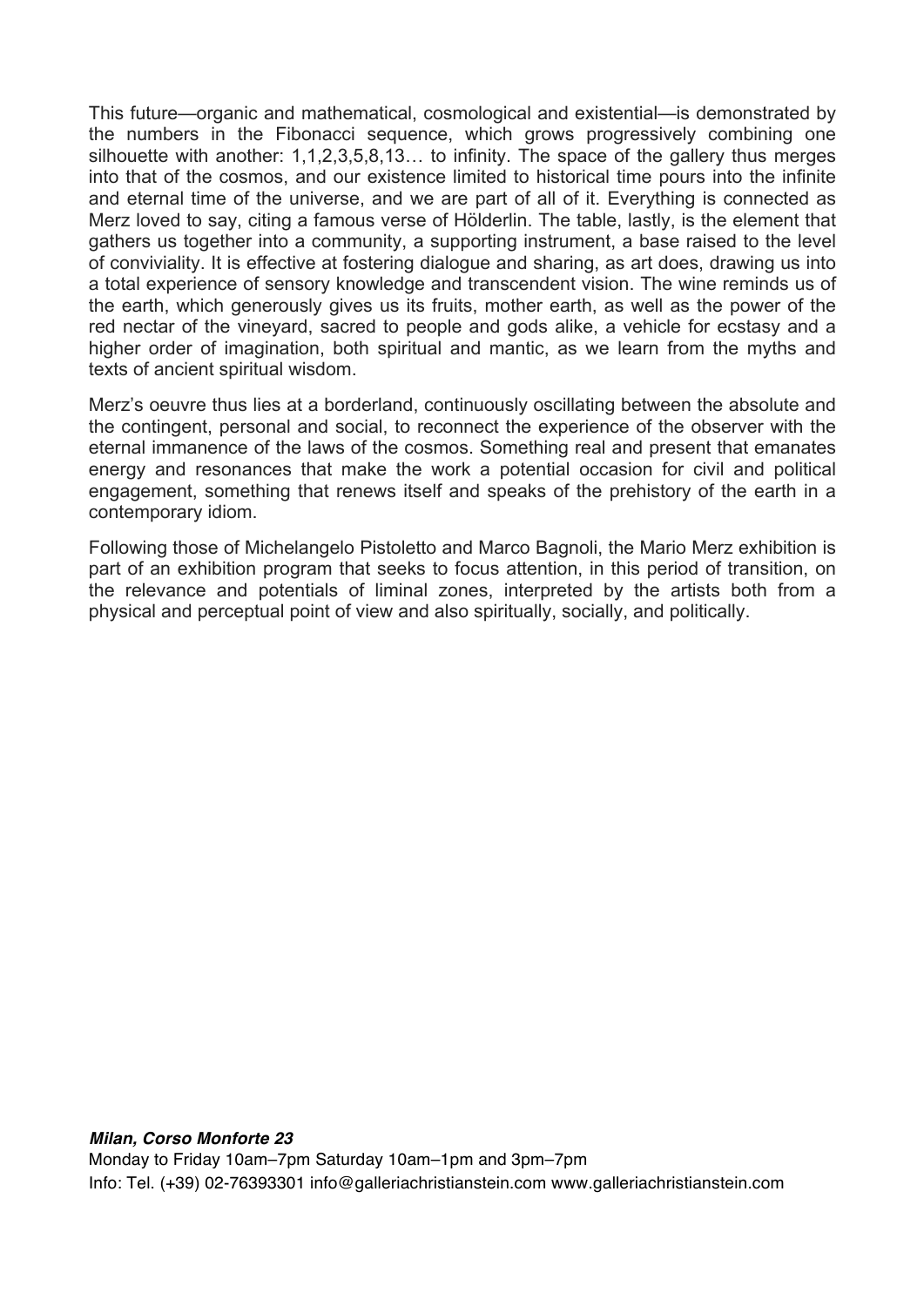This future—organic and mathematical, cosmological and existential—is demonstrated by the numbers in the Fibonacci sequence, which grows progressively combining one silhouette with another: 1,1,2,3,5,8,13… to infinity. The space of the gallery thus merges into that of the cosmos, and our existence limited to historical time pours into the infinite and eternal time of the universe, and we are part of all of it. Everything is connected as Merz loved to say, citing a famous verse of Hölderlin. The table, lastly, is the element that gathers us together into a community, a supporting instrument, a base raised to the level of conviviality. It is effective at fostering dialogue and sharing, as art does, drawing us into a total experience of sensory knowledge and transcendent vision. The wine reminds us of the earth, which generously gives us its fruits, mother earth, as well as the power of the red nectar of the vineyard, sacred to people and gods alike, a vehicle for ecstasy and a higher order of imagination, both spiritual and mantic, as we learn from the myths and texts of ancient spiritual wisdom.

Merz's oeuvre thus lies at a borderland, continuously oscillating between the absolute and the contingent, personal and social, to reconnect the experience of the observer with the eternal immanence of the laws of the cosmos. Something real and present that emanates energy and resonances that make the work a potential occasion for civil and political engagement, something that renews itself and speaks of the prehistory of the earth in a contemporary idiom.

Following those of Michelangelo Pistoletto and Marco Bagnoli, the Mario Merz exhibition is part of an exhibition program that seeks to focus attention, in this period of transition, on the relevance and potentials of liminal zones, interpreted by the artists both from a physical and perceptual point of view and also spiritually, socially, and politically.

***Milan, Corso Monforte 23***

Monday to Friday 10am–7pm Saturday 10am–1pm and 3pm–7pm

Info: Tel. (+39) 02-76393301 info@galleriachristianstein.com www.galleriachristianstein.com